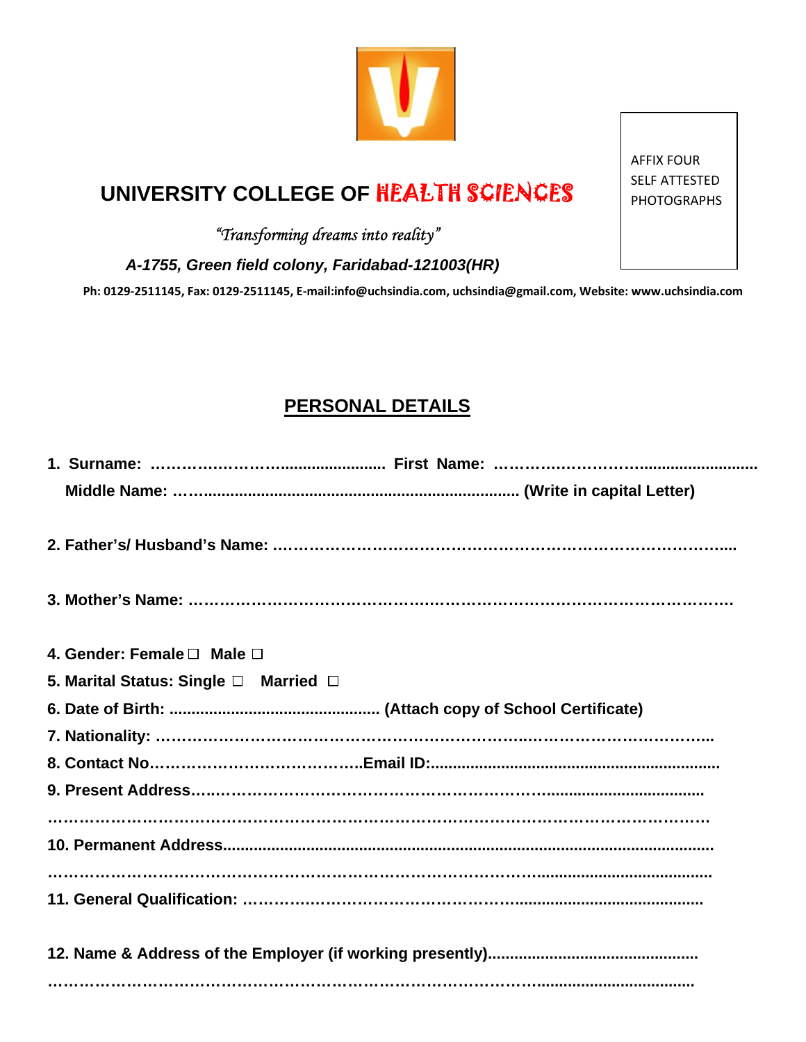# UNIVERSITY COLLEGE OF HEALTH SCIENCES

AFFIX FOUR SELF ATTESTED PHOTOGRAPHS

*"Transforming dreams into reality"*

***A-1755, Green field colony, Faridabad-121003(HR)***

**Ph: 0129-2511145, Fax: 0129-2511145, E-mail:info@uchsindia.com, uchsindia@gmail.com, Website: www.uchsindia.com**

## PERSONAL DETAILS

**1. Surname: ……………………....................... First Name: ……………………..........................**
**Middle Name: ……..................................................................... (Write in capital Letter)**

**2. Father's/ Husband's Name: ………………………………………………………………………....**

**3. Mother's Name: ………………………………………………………………………………………**

**4. Gender: Female ☐ Male ☐**

**5. Marital Status: Single ☐ Married ☐**

**6. Date of Birth: ............................................... (Attach copy of School Certificate)**

**7. Nationality: ……………………………………………………………..……………………………..**

**8. Contact No…………………………………..Email ID:................................................................**

**9. Present Address…..…………………………………………………………...................................**

**…………………………………………………………………………………………………………….**

**10. Permanent Address.........................................................................................................**

**…………………………………………………………………………………….....................................**

**11. General Qualification: ……………………………………………..........................................**

**12. Name & Address of the Employer (if working presently)..............................................**

**……………………………………………………………………………………..................................**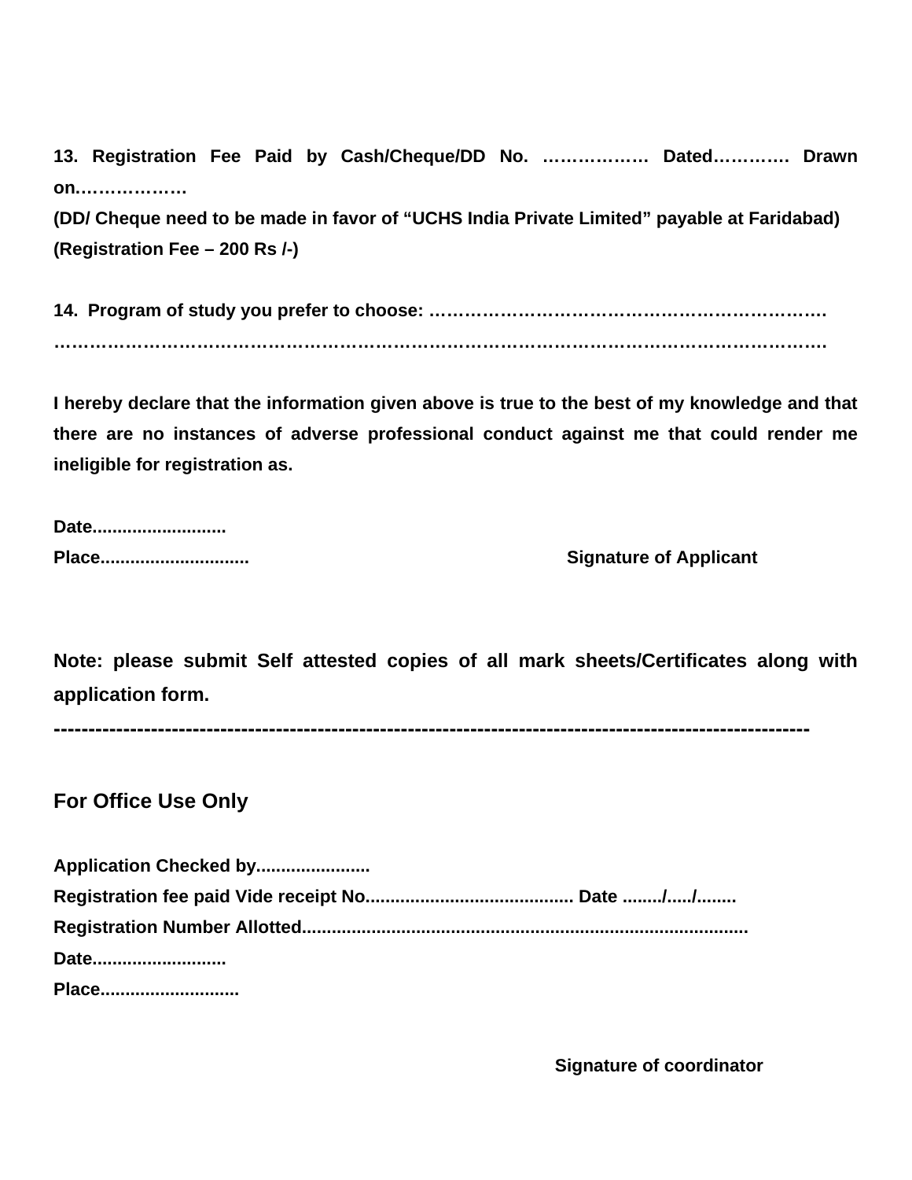**13. Registration Fee Paid by Cash/Cheque/DD No. ……………… Dated………… Drawn on………………**
**(DD/ Cheque need to be made in favor of "UCHS India Private Limited" payable at Faridabad)**
**(Registration Fee – 200 Rs /-)**

**14. Program of study you prefer to choose: ………………………………………………………**
**……………………………………………………………………………………………………….**

**I hereby declare that the information given above is true to the best of my knowledge and that there are no instances of adverse professional conduct against me that could render me ineligible for registration as.**

**Date..........................**
**Place.............................** **Signature of Applicant**

**Note: please submit Self attested copies of all mark sheets/Certificates along with application form.**

**-------------------------------------------------------------------------------------------------------**

## For Office Use Only

**Application Checked by.......................**
**Registration fee paid Vide receipt No.......................................... Date ......../...../........**
**Registration Number Allotted..........................................................................................**
**Date..........................**
**Place...........................**

**Signature of coordinator**